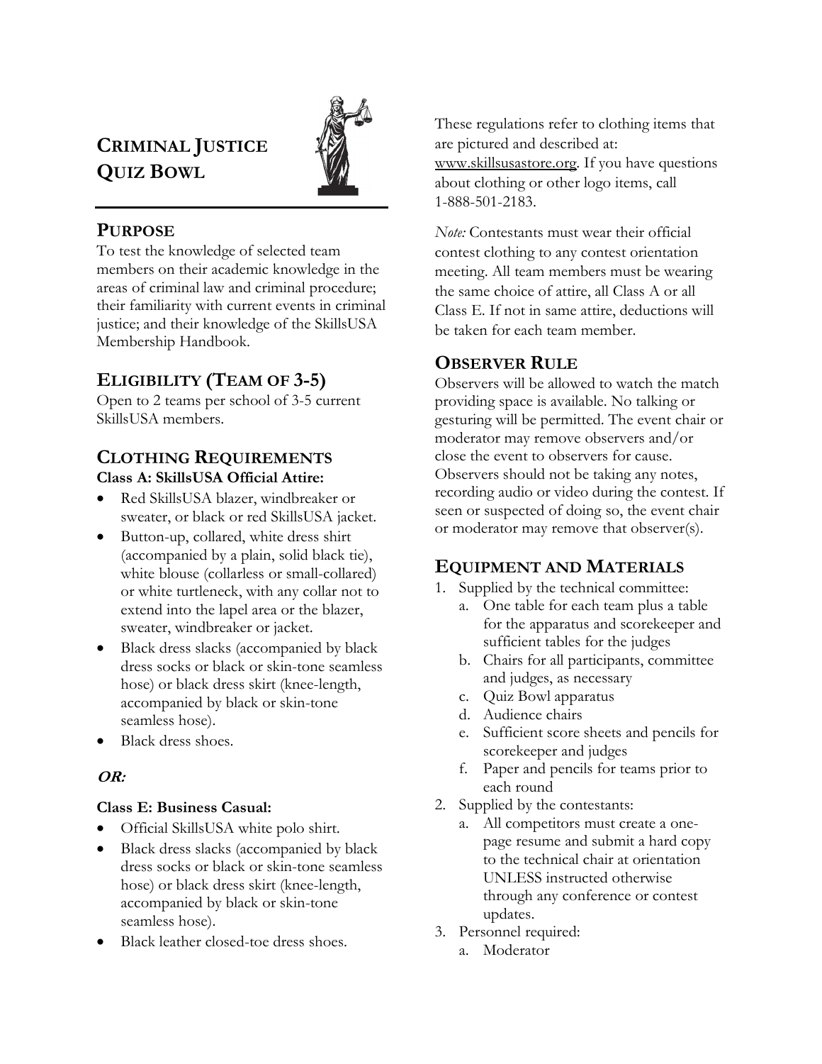# CRIMINAL JUSTICE QUIZ BOWL

## PURPOSE

To test the knowledge of selected team members on their academic knowledge in the areas of criminal law and criminal procedure; their familiarity with current events in criminal justice; and their knowledge of the SkillsUSA Membership Handbook.

## ELIGIBILITY (TEAM OF 3-5)

Open to 2 teams per school of 3-5 current SkillsUSA members.

## CLOTHING REQUIREMENTS

**Class A: SkillsUSA Official Attire:**

- Red SkillsUSA blazer, windbreaker or sweater, or black or red SkillsUSA jacket.
- Button-up, collared, white dress shirt (accompanied by a plain, solid black tie), white blouse (collarless or small-collared) or white turtleneck, with any collar not to extend into the lapel area or the blazer, sweater, windbreaker or jacket.
- Black dress slacks (accompanied by black dress socks or black or skin-tone seamless hose) or black dress skirt (knee-length, accompanied by black or skin-tone seamless hose).
- Black dress shoes.

***OR:***

**Class E: Business Casual:**

- Official SkillsUSA white polo shirt.
- Black dress slacks (accompanied by black dress socks or black or skin-tone seamless hose) or black dress skirt (knee-length, accompanied by black or skin-tone seamless hose).
- Black leather closed-toe dress shoes.

These regulations refer to clothing items that are pictured and described at: www.skillsusastore.org. If you have questions about clothing or other logo items, call 1-888-501-2183.

*Note:* Contestants must wear their official contest clothing to any contest orientation meeting. All team members must be wearing the same choice of attire, all Class A or all Class E. If not in same attire, deductions will be taken for each team member.

## OBSERVER RULE

Observers will be allowed to watch the match providing space is available. No talking or gesturing will be permitted. The event chair or moderator may remove observers and/or close the event to observers for cause. Observers should not be taking any notes, recording audio or video during the contest. If seen or suspected of doing so, the event chair or moderator may remove that observer(s).

## EQUIPMENT AND MATERIALS

1. Supplied by the technical committee:
   a. One table for each team plus a table for the apparatus and scorekeeper and sufficient tables for the judges
   b. Chairs for all participants, committee and judges, as necessary
   c. Quiz Bowl apparatus
   d. Audience chairs
   e. Sufficient score sheets and pencils for scorekeeper and judges
   f. Paper and pencils for teams prior to each round
2. Supplied by the contestants:
   a. All competitors must create a one-page resume and submit a hard copy to the technical chair at orientation UNLESS instructed otherwise through any conference or contest updates.
3. Personnel required:
   a. Moderator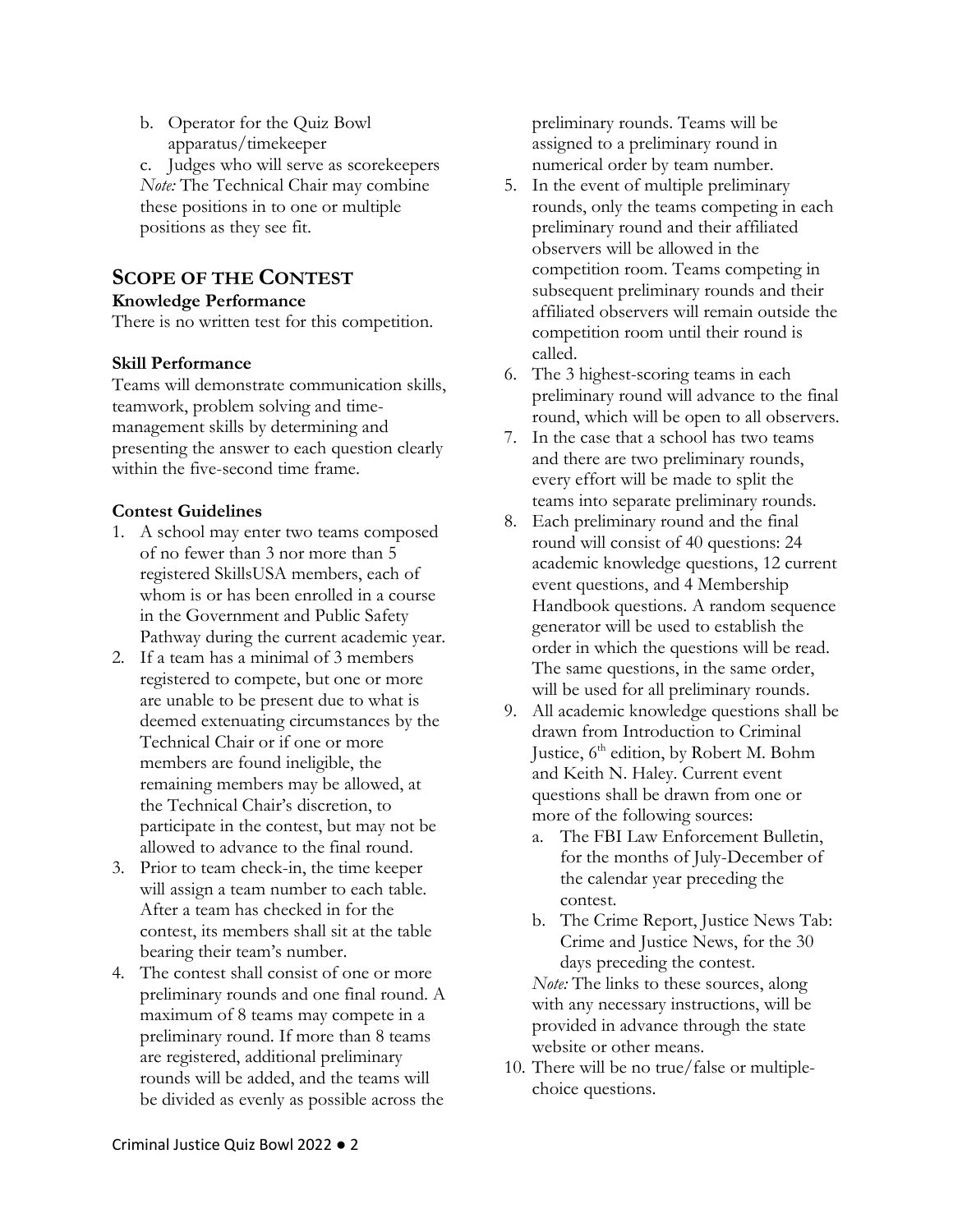b. Operator for the Quiz Bowl apparatus/timekeeper

c. Judges who will serve as scorekeepers

*Note:* The Technical Chair may combine these positions in to one or multiple positions as they see fit.

## SCOPE OF THE CONTEST

### Knowledge Performance

There is no written test for this competition.

### Skill Performance

Teams will demonstrate communication skills, teamwork, problem solving and time-management skills by determining and presenting the answer to each question clearly within the five-second time frame.

### Contest Guidelines

1. A school may enter two teams composed of no fewer than 3 nor more than 5 registered SkillsUSA members, each of whom is or has been enrolled in a course in the Government and Public Safety Pathway during the current academic year.
2. If a team has a minimal of 3 members registered to compete, but one or more are unable to be present due to what is deemed extenuating circumstances by the Technical Chair or if one or more members are found ineligible, the remaining members may be allowed, at the Technical Chair's discretion, to participate in the contest, but may not be allowed to advance to the final round.
3. Prior to team check-in, the time keeper will assign a team number to each table. After a team has checked in for the contest, its members shall sit at the table bearing their team's number.
4. The contest shall consist of one or more preliminary rounds and one final round. A maximum of 8 teams may compete in a preliminary round. If more than 8 teams are registered, additional preliminary rounds will be added, and the teams will be divided as evenly as possible across the preliminary rounds. Teams will be assigned to a preliminary round in numerical order by team number.
5. In the event of multiple preliminary rounds, only the teams competing in each preliminary round and their affiliated observers will be allowed in the competition room. Teams competing in subsequent preliminary rounds and their affiliated observers will remain outside the competition room until their round is called.
6. The 3 highest-scoring teams in each preliminary round will advance to the final round, which will be open to all observers.
7. In the case that a school has two teams and there are two preliminary rounds, every effort will be made to split the teams into separate preliminary rounds.
8. Each preliminary round and the final round will consist of 40 questions: 24 academic knowledge questions, 12 current event questions, and 4 Membership Handbook questions. A random sequence generator will be used to establish the order in which the questions will be read. The same questions, in the same order, will be used for all preliminary rounds.
9. All academic knowledge questions shall be drawn from Introduction to Criminal Justice, 6th edition, by Robert M. Bohm and Keith N. Haley. Current event questions shall be drawn from one or more of the following sources:
   a. The FBI Law Enforcement Bulletin, for the months of July-December of the calendar year preceding the contest.
   b. The Crime Report, Justice News Tab: Crime and Justice News, for the 30 days preceding the contest.

   *Note:* The links to these sources, along with any necessary instructions, will be provided in advance through the state website or other means.
10. There will be no true/false or multiple-choice questions.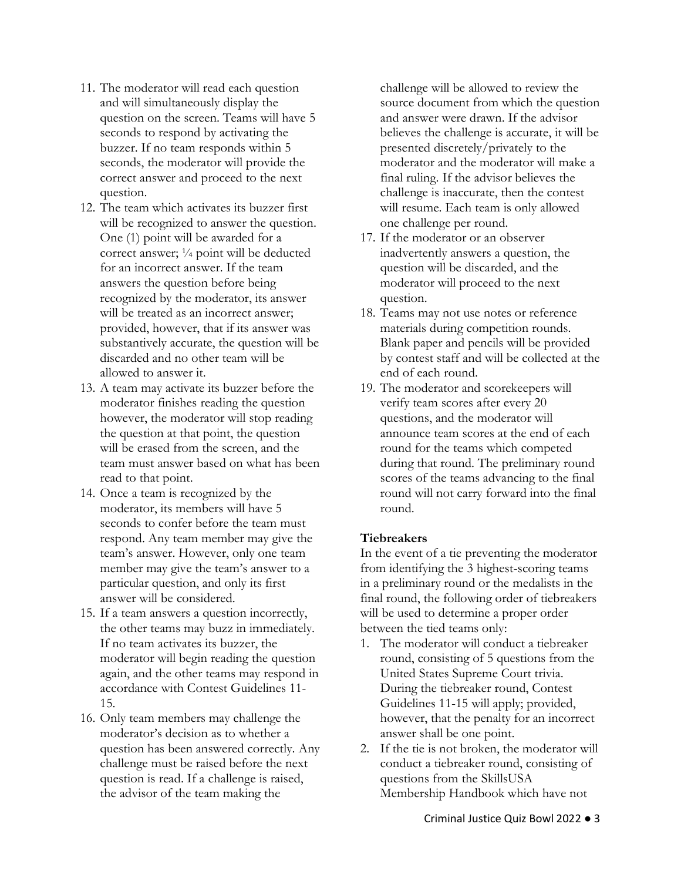11. The moderator will read each question and will simultaneously display the question on the screen. Teams will have 5 seconds to respond by activating the buzzer. If no team responds within 5 seconds, the moderator will provide the correct answer and proceed to the next question.
12. The team which activates its buzzer first will be recognized to answer the question. One (1) point will be awarded for a correct answer; ¼ point will be deducted for an incorrect answer. If the team answers the question before being recognized by the moderator, its answer will be treated as an incorrect answer; provided, however, that if its answer was substantively accurate, the question will be discarded and no other team will be allowed to answer it.
13. A team may activate its buzzer before the moderator finishes reading the question however, the moderator will stop reading the question at that point, the question will be erased from the screen, and the team must answer based on what has been read to that point.
14. Once a team is recognized by the moderator, its members will have 5 seconds to confer before the team must respond. Any team member may give the team's answer. However, only one team member may give the team's answer to a particular question, and only its first answer will be considered.
15. If a team answers a question incorrectly, the other teams may buzz in immediately. If no team activates its buzzer, the moderator will begin reading the question again, and the other teams may respond in accordance with Contest Guidelines 11-15.
16. Only team members may challenge the moderator's decision as to whether a question has been answered correctly. Any challenge must be raised before the next question is read. If a challenge is raised, the advisor of the team making the challenge will be allowed to review the source document from which the question and answer were drawn. If the advisor believes the challenge is accurate, it will be presented discretely/privately to the moderator and the moderator will make a final ruling. If the advisor believes the challenge is inaccurate, then the contest will resume. Each team is only allowed one challenge per round.
17. If the moderator or an observer inadvertently answers a question, the question will be discarded, and the moderator will proceed to the next question.
18. Teams may not use notes or reference materials during competition rounds. Blank paper and pencils will be provided by contest staff and will be collected at the end of each round.
19. The moderator and scorekeepers will verify team scores after every 20 questions, and the moderator will announce team scores at the end of each round for the teams which competed during that round. The preliminary round scores of the teams advancing to the final round will not carry forward into the final round.

**Tiebreakers**

In the event of a tie preventing the moderator from identifying the 3 highest-scoring teams in a preliminary round or the medalists in the final round, the following order of tiebreakers will be used to determine a proper order between the tied teams only:

1. The moderator will conduct a tiebreaker round, consisting of 5 questions from the United States Supreme Court trivia. During the tiebreaker round, Contest Guidelines 11-15 will apply; provided, however, that the penalty for an incorrect answer shall be one point.
2. If the tie is not broken, the moderator will conduct a tiebreaker round, consisting of questions from the SkillsUSA Membership Handbook which have not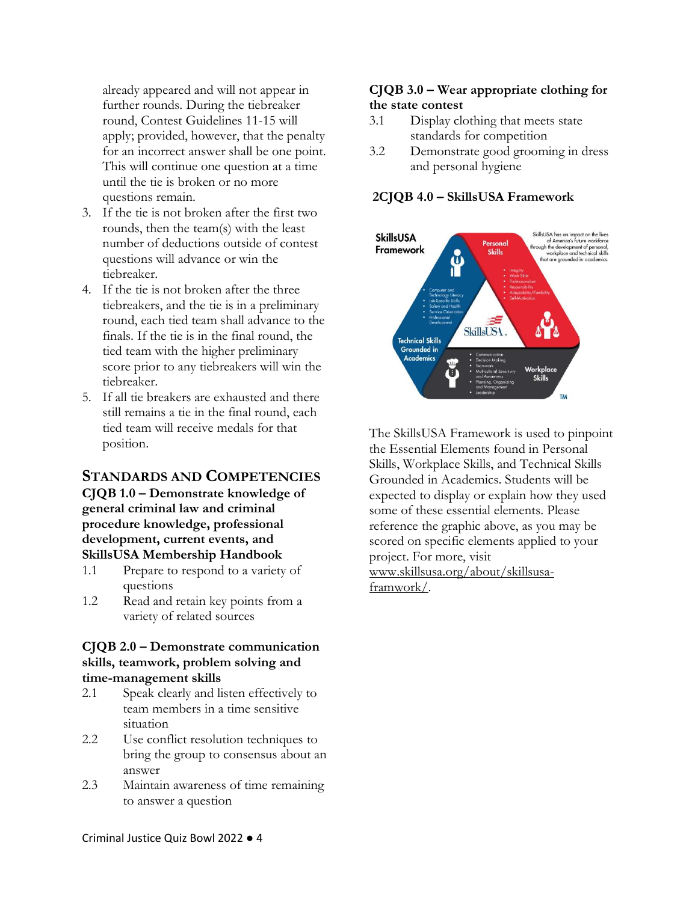already appeared and will not appear in further rounds. During the tiebreaker round, Contest Guidelines 11-15 will apply; provided, however, that the penalty for an incorrect answer shall be one point. This will continue one question at a time until the tie is broken or no more questions remain.

3. If the tie is not broken after the first two rounds, then the team(s) with the least number of deductions outside of contest questions will advance or win the tiebreaker.
4. If the tie is not broken after the three tiebreakers, and the tie is in a preliminary round, each tied team shall advance to the finals. If the tie is in the final round, the tied team with the higher preliminary score prior to any tiebreakers will win the tiebreaker.
5. If all tie breakers are exhausted and there still remains a tie in the final round, each tied team will receive medals for that position.

## Standards and Competencies

**CJQB 1.0 – Demonstrate knowledge of general criminal law and criminal procedure knowledge, professional development, current events, and SkillsUSA Membership Handbook**

1.1 Prepare to respond to a variety of questions

1.2 Read and retain key points from a variety of related sources

**CJQB 2.0 – Demonstrate communication skills, teamwork, problem solving and time-management skills**

2.1 Speak clearly and listen effectively to team members in a time sensitive situation

2.2 Use conflict resolution techniques to bring the group to consensus about an answer

2.3 Maintain awareness of time remaining to answer a question

**CJQB 3.0 – Wear appropriate clothing for the state contest**

3.1 Display clothing that meets state standards for competition

3.2 Demonstrate good grooming in dress and personal hygiene

**2CJQB 4.0 – SkillsUSA Framework**

SkillsUSA Framework

SkillsUSA has an impact on the lives of America's future workforce through the development of personal, workplace and technical skills that are grounded in academics.

Personal Skills
- Integrity
- Work Ethic
- Professionalism
- Responsibility
- Adaptability/Flexibility
- Self-Motivation

Technical Skills Grounded in Academics
- Computer and Technology Literacy
- Job-Specific Skills
- Safety and Health
- Service Orientation
- Professional Development

Workplace Skills
- Communication
- Decision Making
- Teamwork
- Multicultural Sensitivity and Awareness
- Planning, Organizing and Management
- Leadership

SkillsUSA.

TM

The SkillsUSA Framework is used to pinpoint the Essential Elements found in Personal Skills, Workplace Skills, and Technical Skills Grounded in Academics. Students will be expected to display or explain how they used some of these essential elements. Please reference the graphic above, as you may be scored on specific elements applied to your project. For more, visit www.skillsusa.org/about/skillsusa-framwork/.